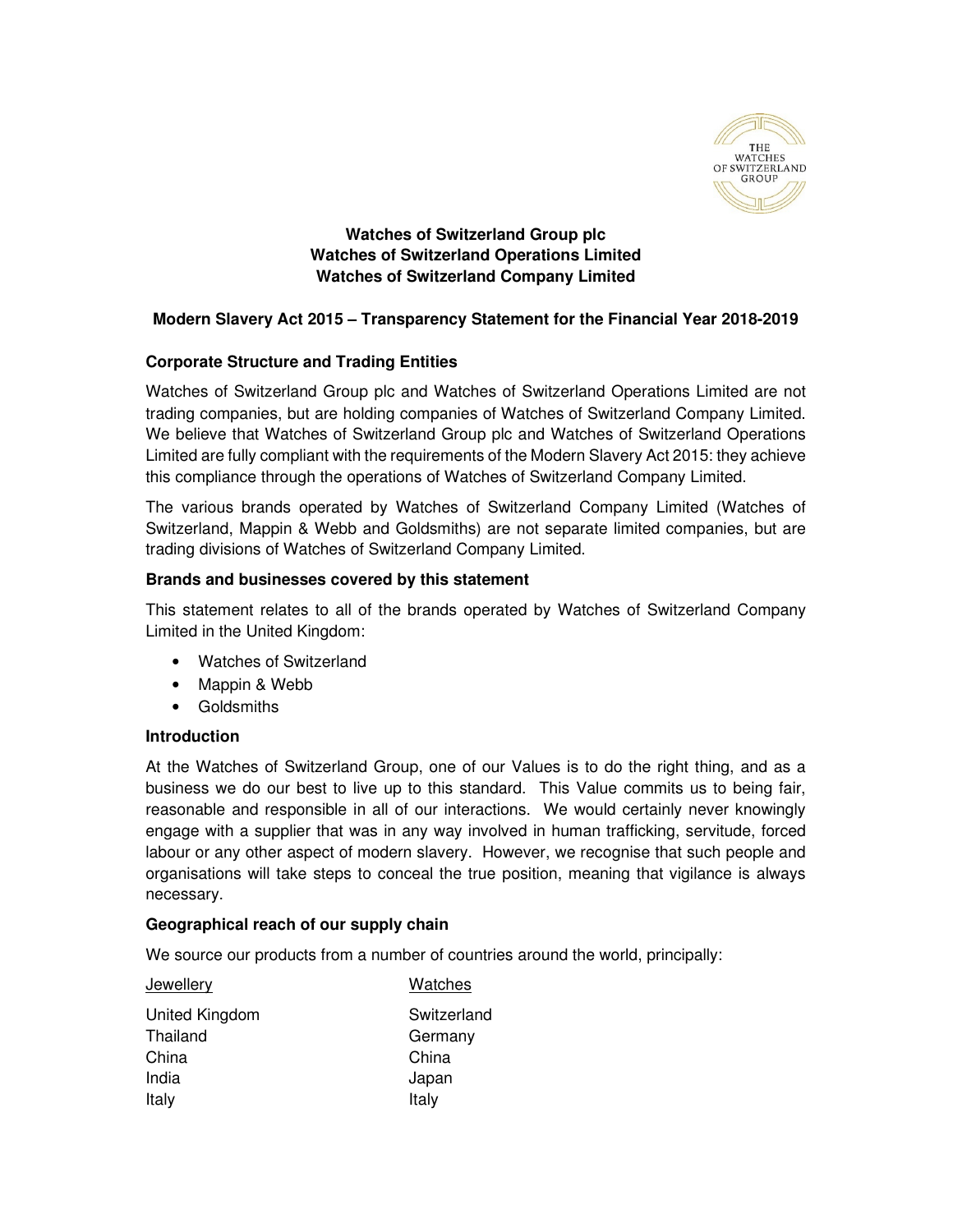**Watches of Switzerland Group plc**
**Watches of Switzerland Operations Limited**
**Watches of Switzerland Company Limited**

## Modern Slavery Act 2015 – Transparency Statement for the Financial Year 2018-2019

### Corporate Structure and Trading Entities

Watches of Switzerland Group plc and Watches of Switzerland Operations Limited are not trading companies, but are holding companies of Watches of Switzerland Company Limited. We believe that Watches of Switzerland Group plc and Watches of Switzerland Operations Limited are fully compliant with the requirements of the Modern Slavery Act 2015: they achieve this compliance through the operations of Watches of Switzerland Company Limited.

The various brands operated by Watches of Switzerland Company Limited (Watches of Switzerland, Mappin & Webb and Goldsmiths) are not separate limited companies, but are trading divisions of Watches of Switzerland Company Limited.

### Brands and businesses covered by this statement

This statement relates to all of the brands operated by Watches of Switzerland Company Limited in the United Kingdom:

- Watches of Switzerland
- Mappin & Webb
- Goldsmiths

### Introduction

At the Watches of Switzerland Group, one of our Values is to do the right thing, and as a business we do our best to live up to this standard. This Value commits us to being fair, reasonable and responsible in all of our interactions. We would certainly never knowingly engage with a supplier that was in any way involved in human trafficking, servitude, forced labour or any other aspect of modern slavery. However, we recognise that such people and organisations will take steps to conceal the true position, meaning that vigilance is always necessary.

### Geographical reach of our supply chain

We source our products from a number of countries around the world, principally:

| Jewellery | Watches |
| --- | --- |
| United Kingdom | Switzerland |
| Thailand | Germany |
| China | China |
| India | Japan |
| Italy | Italy |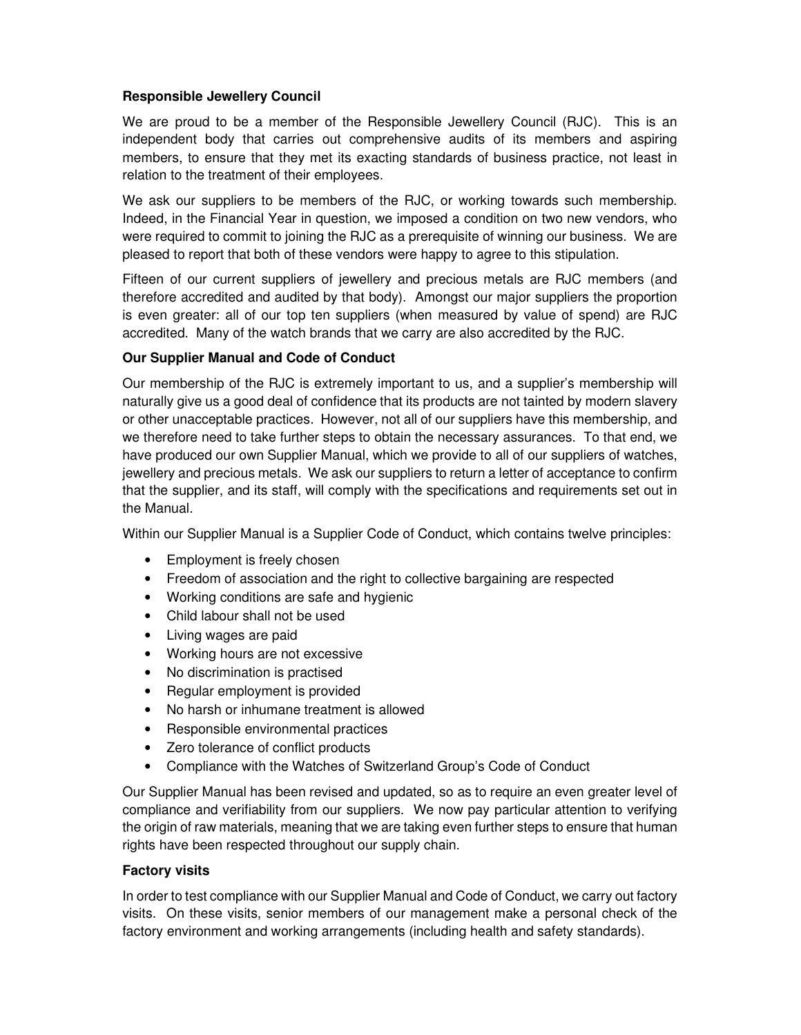**Responsible Jewellery Council**

We are proud to be a member of the Responsible Jewellery Council (RJC). This is an independent body that carries out comprehensive audits of its members and aspiring members, to ensure that they met its exacting standards of business practice, not least in relation to the treatment of their employees.

We ask our suppliers to be members of the RJC, or working towards such membership. Indeed, in the Financial Year in question, we imposed a condition on two new vendors, who were required to commit to joining the RJC as a prerequisite of winning our business. We are pleased to report that both of these vendors were happy to agree to this stipulation.

Fifteen of our current suppliers of jewellery and precious metals are RJC members (and therefore accredited and audited by that body). Amongst our major suppliers the proportion is even greater: all of our top ten suppliers (when measured by value of spend) are RJC accredited. Many of the watch brands that we carry are also accredited by the RJC.

**Our Supplier Manual and Code of Conduct**

Our membership of the RJC is extremely important to us, and a supplier's membership will naturally give us a good deal of confidence that its products are not tainted by modern slavery or other unacceptable practices. However, not all of our suppliers have this membership, and we therefore need to take further steps to obtain the necessary assurances. To that end, we have produced our own Supplier Manual, which we provide to all of our suppliers of watches, jewellery and precious metals. We ask our suppliers to return a letter of acceptance to confirm that the supplier, and its staff, will comply with the specifications and requirements set out in the Manual.

Within our Supplier Manual is a Supplier Code of Conduct, which contains twelve principles:

- Employment is freely chosen
- Freedom of association and the right to collective bargaining are respected
- Working conditions are safe and hygienic
- Child labour shall not be used
- Living wages are paid
- Working hours are not excessive
- No discrimination is practised
- Regular employment is provided
- No harsh or inhumane treatment is allowed
- Responsible environmental practices
- Zero tolerance of conflict products
- Compliance with the Watches of Switzerland Group's Code of Conduct

Our Supplier Manual has been revised and updated, so as to require an even greater level of compliance and verifiability from our suppliers. We now pay particular attention to verifying the origin of raw materials, meaning that we are taking even further steps to ensure that human rights have been respected throughout our supply chain.

**Factory visits**

In order to test compliance with our Supplier Manual and Code of Conduct, we carry out factory visits. On these visits, senior members of our management make a personal check of the factory environment and working arrangements (including health and safety standards).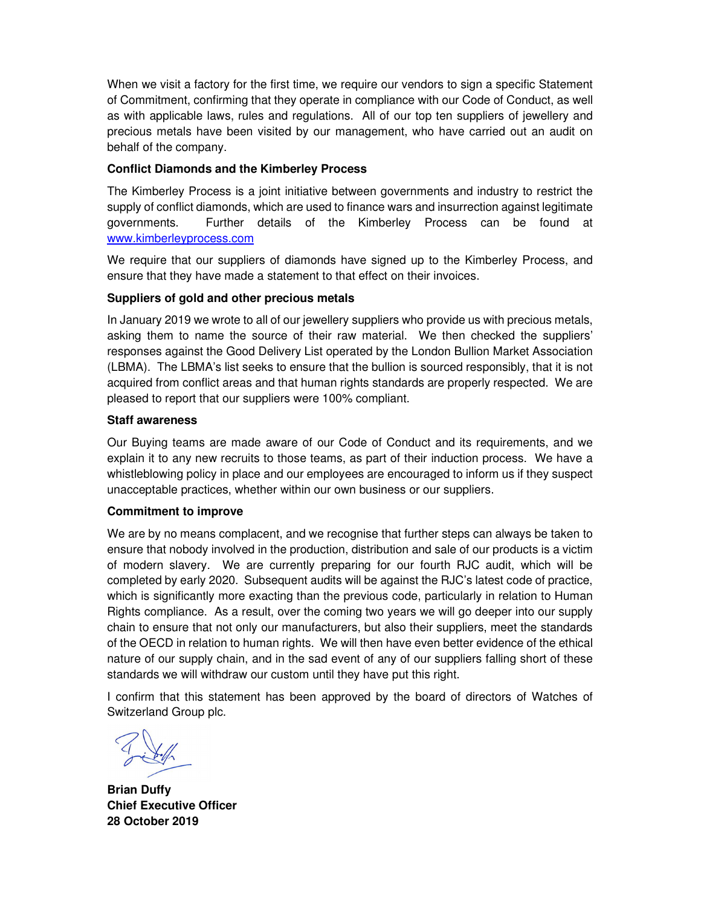When we visit a factory for the first time, we require our vendors to sign a specific Statement of Commitment, confirming that they operate in compliance with our Code of Conduct, as well as with applicable laws, rules and regulations. All of our top ten suppliers of jewellery and precious metals have been visited by our management, who have carried out an audit on behalf of the company.

**Conflict Diamonds and the Kimberley Process**

The Kimberley Process is a joint initiative between governments and industry to restrict the supply of conflict diamonds, which are used to finance wars and insurrection against legitimate governments. Further details of the Kimberley Process can be found at www.kimberleyprocess.com

We require that our suppliers of diamonds have signed up to the Kimberley Process, and ensure that they have made a statement to that effect on their invoices.

**Suppliers of gold and other precious metals**

In January 2019 we wrote to all of our jewellery suppliers who provide us with precious metals, asking them to name the source of their raw material. We then checked the suppliers' responses against the Good Delivery List operated by the London Bullion Market Association (LBMA). The LBMA's list seeks to ensure that the bullion is sourced responsibly, that it is not acquired from conflict areas and that human rights standards are properly respected. We are pleased to report that our suppliers were 100% compliant.

**Staff awareness**

Our Buying teams are made aware of our Code of Conduct and its requirements, and we explain it to any new recruits to those teams, as part of their induction process. We have a whistleblowing policy in place and our employees are encouraged to inform us if they suspect unacceptable practices, whether within our own business or our suppliers.

**Commitment to improve**

We are by no means complacent, and we recognise that further steps can always be taken to ensure that nobody involved in the production, distribution and sale of our products is a victim of modern slavery. We are currently preparing for our fourth RJC audit, which will be completed by early 2020. Subsequent audits will be against the RJC's latest code of practice, which is significantly more exacting than the previous code, particularly in relation to Human Rights compliance. As a result, over the coming two years we will go deeper into our supply chain to ensure that not only our manufacturers, but also their suppliers, meet the standards of the OECD in relation to human rights. We will then have even better evidence of the ethical nature of our supply chain, and in the sad event of any of our suppliers falling short of these standards we will withdraw our custom until they have put this right.

I confirm that this statement has been approved by the board of directors of Watches of Switzerland Group plc.

**Brian Duffy**
**Chief Executive Officer**
**28 October 2019**